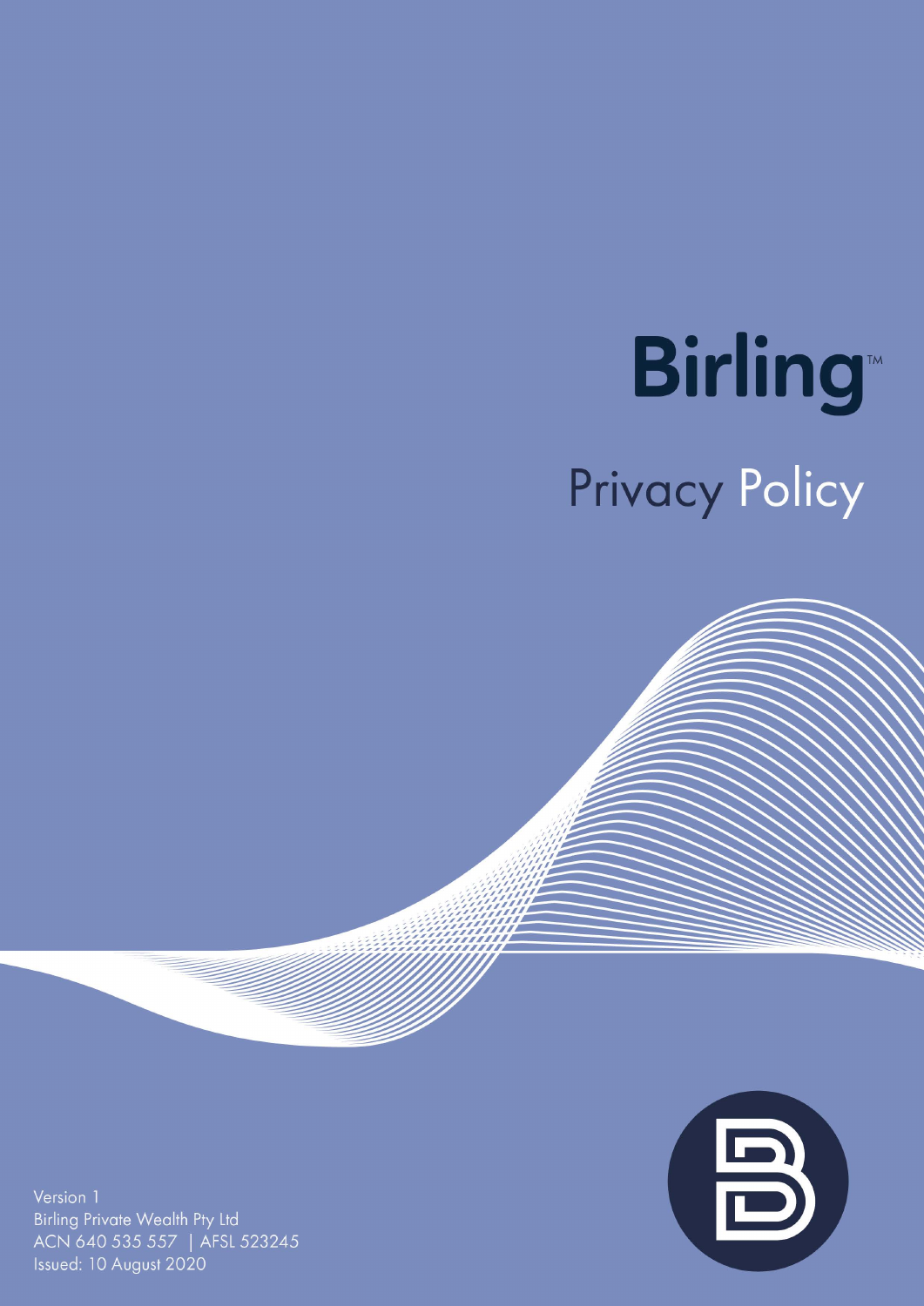# Birling™

## Privacy Policy

Version 1
Birling Private Wealth Pty Ltd
ACN 640 535 557 | AFSL 523245
Issued: 10 August 2020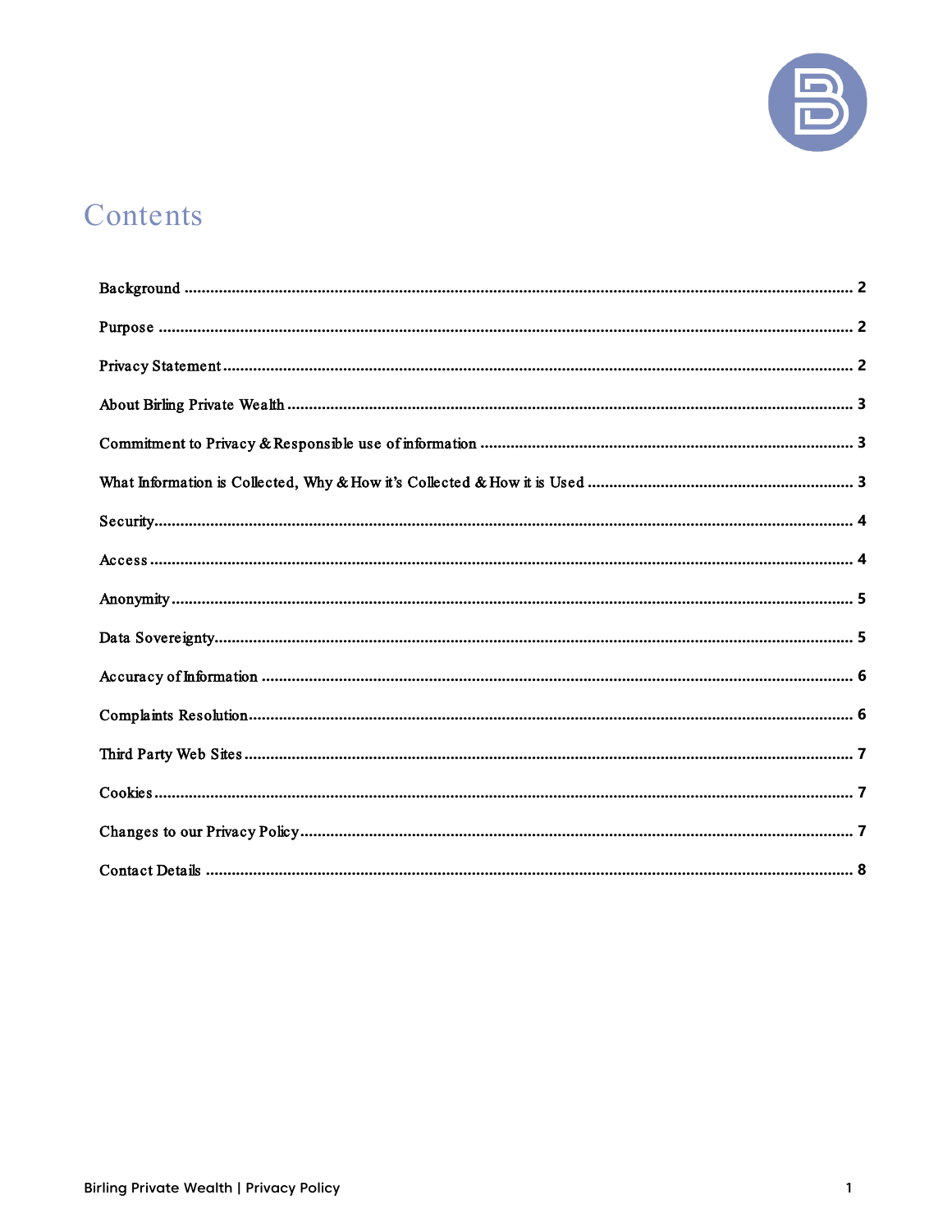# Contents

| | |
|---|---|
| Background | 2 |
| Purpose | 2 |
| Privacy Statement | 2 |
| About Birling Private Wealth | 3 |
| Commitment to Privacy & Responsible use of information | 3 |
| What Information is Collected, Why & How it's Collected & How it is Used | 3 |
| Security | 4 |
| Access | 4 |
| Anonymity | 5 |
| Data Sovereignty | 5 |
| Accuracy of Information | 6 |
| Complaints Resolution | 6 |
| Third Party Web Sites | 7 |
| Cookies | 7 |
| Changes to our Privacy Policy | 7 |
| Contact Details | 8 |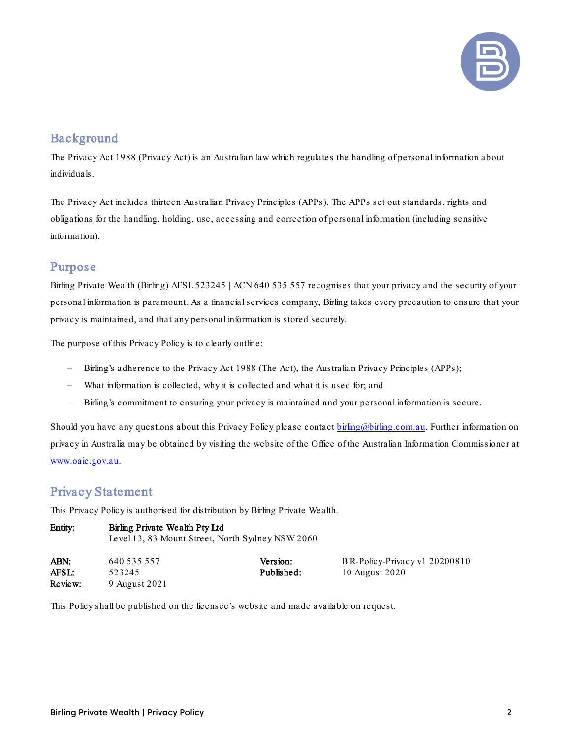## Background

The Privacy Act 1988 (Privacy Act) is an Australian law which regulates the handling of personal information about individuals.

The Privacy Act includes thirteen Australian Privacy Principles (APPs). The APPs set out standards, rights and obligations for the handling, holding, use, accessing and correction of personal information (including sensitive information).

## Purpose

Birling Private Wealth (Birling) AFSL 523245 | ACN 640 535 557 recognises that your privacy and the security of your personal information is paramount. As a financial services company, Birling takes every precaution to ensure that your privacy is maintained, and that any personal information is stored securely.

The purpose of this Privacy Policy is to clearly outline:

- Birling's adherence to the Privacy Act 1988 (The Act), the Australian Privacy Principles (APPs);
- What information is collected, why it is collected and what it is used for; and
- Birling's commitment to ensuring your privacy is maintained and your personal information is secure.

Should you have any questions about this Privacy Policy please contact birling@birling.com.au. Further information on privacy in Australia may be obtained by visiting the website of the Office of the Australian Information Commissioner at www.oaic.gov.au.

## Privacy Statement

This Privacy Policy is authorised for distribution by Birling Private Wealth.

| | | | |
|---|---|---|---|
| **Entity:** | **Birling Private Wealth Pty Ltd**<br>Level 13, 83 Mount Street, North Sydney NSW 2060 | | |
| **ABN:** | 640 535 557 | **Version:** | BIR-Policy-Privacy v1 20200810 |
| **AFSL:** | 523245 | **Published:** | 10 August 2020 |
| **Review:** | 9 August 2021 | | |

This Policy shall be published on the licensee's website and made available on request.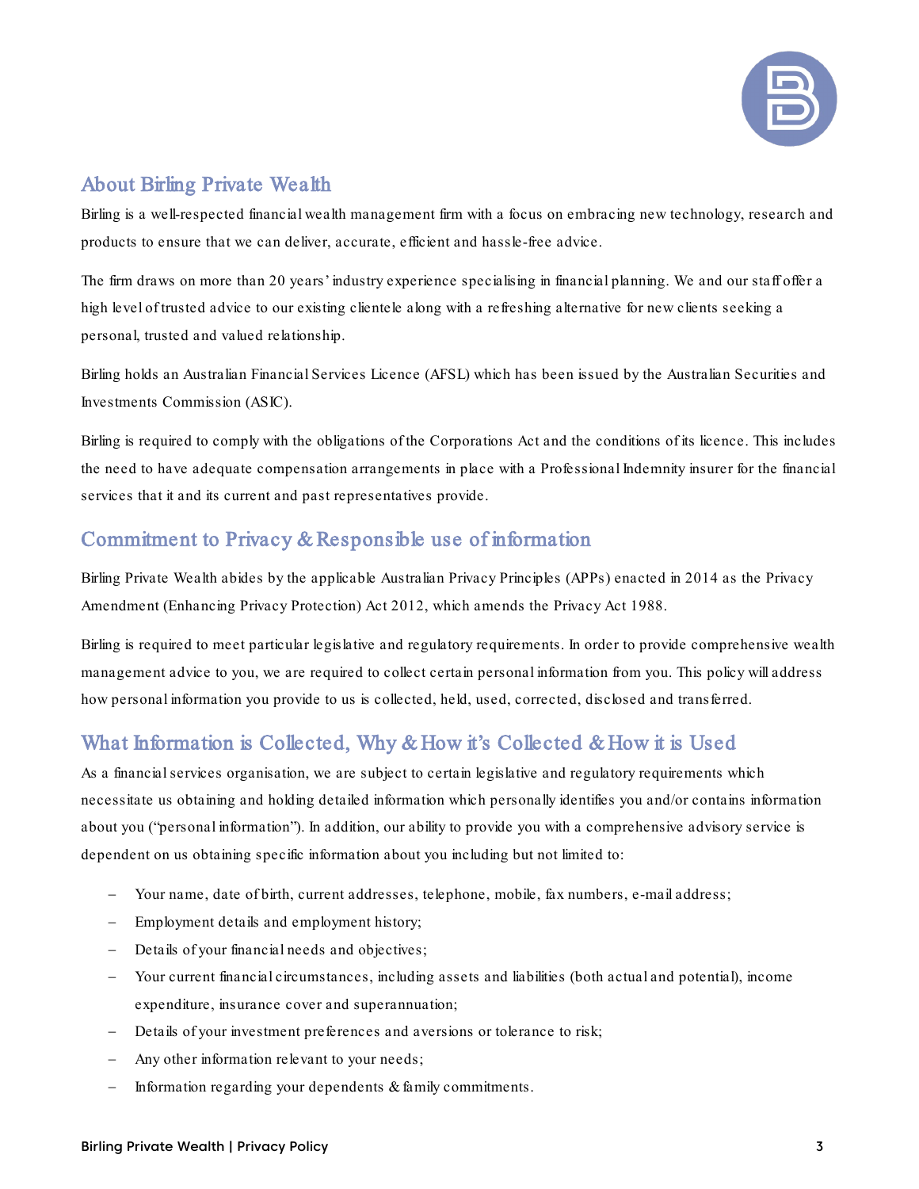## About Birling Private Wealth

Birling is a well-respected financial wealth management firm with a focus on embracing new technology, research and products to ensure that we can deliver, accurate, efficient and hassle-free advice.

The firm draws on more than 20 years' industry experience specialising in financial planning. We and our staff offer a high level of trusted advice to our existing clientele along with a refreshing alternative for new clients seeking a personal, trusted and valued relationship.

Birling holds an Australian Financial Services Licence (AFSL) which has been issued by the Australian Securities and Investments Commission (ASIC).

Birling is required to comply with the obligations of the Corporations Act and the conditions of its licence. This includes the need to have adequate compensation arrangements in place with a Professional Indemnity insurer for the financial services that it and its current and past representatives provide.

## Commitment to Privacy & Responsible use of information

Birling Private Wealth abides by the applicable Australian Privacy Principles (APPs) enacted in 2014 as the Privacy Amendment (Enhancing Privacy Protection) Act 2012, which amends the Privacy Act 1988.

Birling is required to meet particular legislative and regulatory requirements. In order to provide comprehensive wealth management advice to you, we are required to collect certain personal information from you. This policy will address how personal information you provide to us is collected, held, used, corrected, disclosed and transferred.

## What Information is Collected, Why & How it's Collected & How it is Used

As a financial services organisation, we are subject to certain legislative and regulatory requirements which necessitate us obtaining and holding detailed information which personally identifies you and/or contains information about you ("personal information"). In addition, our ability to provide you with a comprehensive advisory service is dependent on us obtaining specific information about you including but not limited to:

- Your name, date of birth, current addresses, telephone, mobile, fax numbers, e-mail address;
- Employment details and employment history;
- Details of your financial needs and objectives;
- Your current financial circumstances, including assets and liabilities (both actual and potential), income expenditure, insurance cover and superannuation;
- Details of your investment preferences and aversions or tolerance to risk;
- Any other information relevant to your needs;
- Information regarding your dependents & family commitments.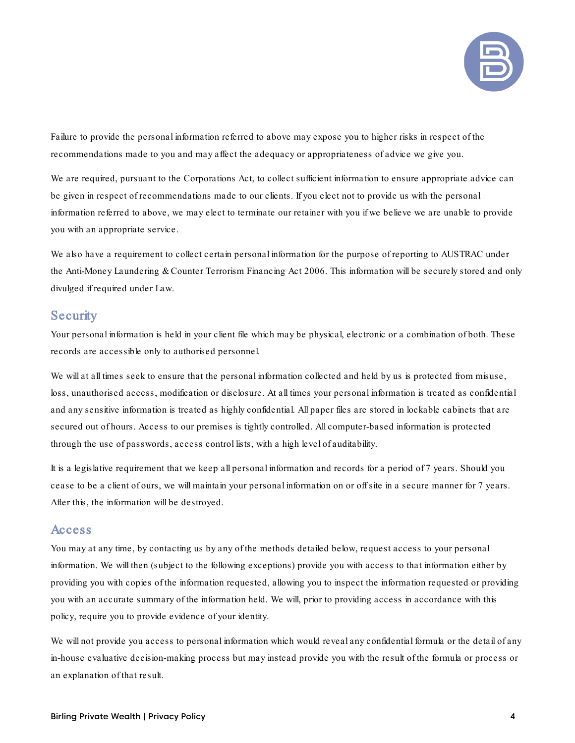Failure to provide the personal information referred to above may expose you to higher risks in respect of the recommendations made to you and may affect the adequacy or appropriateness of advice we give you.

We are required, pursuant to the Corporations Act, to collect sufficient information to ensure appropriate advice can be given in respect of recommendations made to our clients. If you elect not to provide us with the personal information referred to above, we may elect to terminate our retainer with you if we believe we are unable to provide you with an appropriate service.

We also have a requirement to collect certain personal information for the purpose of reporting to AUSTRAC under the Anti-Money Laundering & Counter Terrorism Financing Act 2006. This information will be securely stored and only divulged if required under Law.

## Security

Your personal information is held in your client file which may be physical, electronic or a combination of both. These records are accessible only to authorised personnel.

We will at all times seek to ensure that the personal information collected and held by us is protected from misuse, loss, unauthorised access, modification or disclosure. At all times your personal information is treated as confidential and any sensitive information is treated as highly confidential. All paper files are stored in lockable cabinets that are secured out of hours. Access to our premises is tightly controlled. All computer-based information is protected through the use of passwords, access control lists, with a high level of auditability.

It is a legislative requirement that we keep all personal information and records for a period of 7 years. Should you cease to be a client of ours, we will maintain your personal information on or off site in a secure manner for 7 years. After this, the information will be destroyed.

## Access

You may at any time, by contacting us by any of the methods detailed below, request access to your personal information. We will then (subject to the following exceptions) provide you with access to that information either by providing you with copies of the information requested, allowing you to inspect the information requested or providing you with an accurate summary of the information held. We will, prior to providing access in accordance with this policy, require you to provide evidence of your identity.

We will not provide you access to personal information which would reveal any confidential formula or the detail of any in-house evaluative decision-making process but may instead provide you with the result of the formula or process or an explanation of that result.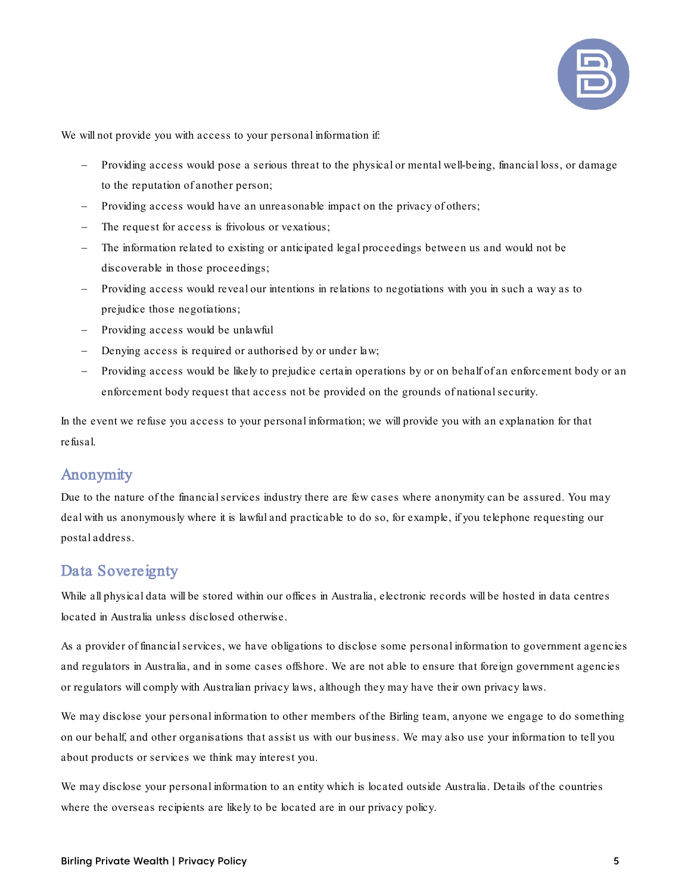We will not provide you with access to your personal information if:

- Providing access would pose a serious threat to the physical or mental well-being, financial loss, or damage to the reputation of another person;
- Providing access would have an unreasonable impact on the privacy of others;
- The request for access is frivolous or vexatious;
- The information related to existing or anticipated legal proceedings between us and would not be discoverable in those proceedings;
- Providing access would reveal our intentions in relations to negotiations with you in such a way as to prejudice those negotiations;
- Providing access would be unlawful
- Denying access is required or authorised by or under law;
- Providing access would be likely to prejudice certain operations by or on behalf of an enforcement body or an enforcement body request that access not be provided on the grounds of national security.

In the event we refuse you access to your personal information; we will provide you with an explanation for that refusal.

## Anonymity

Due to the nature of the financial services industry there are few cases where anonymity can be assured. You may deal with us anonymously where it is lawful and practicable to do so, for example, if you telephone requesting our postal address.

## Data Sovereignty

While all physical data will be stored within our offices in Australia, electronic records will be hosted in data centres located in Australia unless disclosed otherwise.

As a provider of financial services, we have obligations to disclose some personal information to government agencies and regulators in Australia, and in some cases offshore. We are not able to ensure that foreign government agencies or regulators will comply with Australian privacy laws, although they may have their own privacy laws.

We may disclose your personal information to other members of the Birling team, anyone we engage to do something on our behalf, and other organisations that assist us with our business. We may also use your information to tell you about products or services we think may interest you.

We may disclose your personal information to an entity which is located outside Australia. Details of the countries where the overseas recipients are likely to be located are in our privacy policy.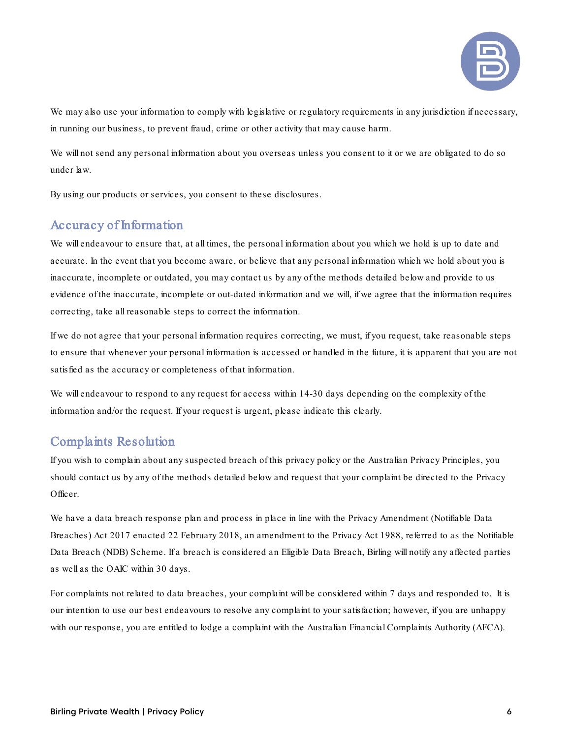We may also use your information to comply with legislative or regulatory requirements in any jurisdiction if necessary, in running our business, to prevent fraud, crime or other activity that may cause harm.

We will not send any personal information about you overseas unless you consent to it or we are obligated to do so under law.

By using our products or services, you consent to these disclosures.

## Accuracy of Information

We will endeavour to ensure that, at all times, the personal information about you which we hold is up to date and accurate. In the event that you become aware, or believe that any personal information which we hold about you is inaccurate, incomplete or outdated, you may contact us by any of the methods detailed below and provide to us evidence of the inaccurate, incomplete or out-dated information and we will, if we agree that the information requires correcting, take all reasonable steps to correct the information.

If we do not agree that your personal information requires correcting, we must, if you request, take reasonable steps to ensure that whenever your personal information is accessed or handled in the future, it is apparent that you are not satisfied as the accuracy or completeness of that information.

We will endeavour to respond to any request for access within 14-30 days depending on the complexity of the information and/or the request. If your request is urgent, please indicate this clearly.

## Complaints Resolution

If you wish to complain about any suspected breach of this privacy policy or the Australian Privacy Principles, you should contact us by any of the methods detailed below and request that your complaint be directed to the Privacy Officer.

We have a data breach response plan and process in place in line with the Privacy Amendment (Notifiable Data Breaches) Act 2017 enacted 22 February 2018, an amendment to the Privacy Act 1988, referred to as the Notifiable Data Breach (NDB) Scheme. If a breach is considered an Eligible Data Breach, Birling will notify any affected parties as well as the OAIC within 30 days.

For complaints not related to data breaches, your complaint will be considered within 7 days and responded to. It is our intention to use our best endeavours to resolve any complaint to your satisfaction; however, if you are unhappy with our response, you are entitled to lodge a complaint with the Australian Financial Complaints Authority (AFCA).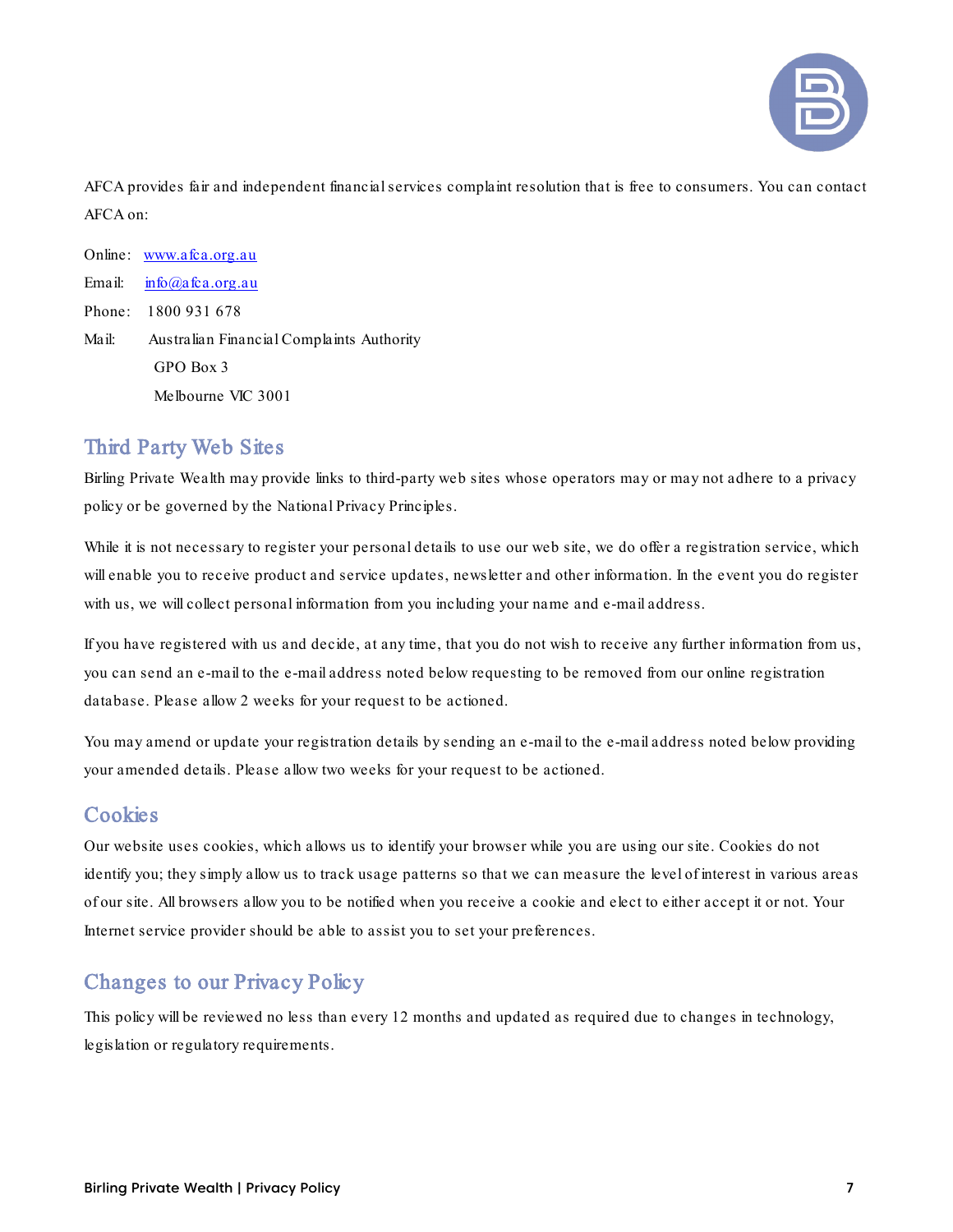AFCA provides fair and independent financial services complaint resolution that is free to consumers. You can contact AFCA on:

Online: [www.afca.org.au](http://www.afca.org.au)
Email: [info@afca.org.au](mailto:info@afca.org.au)
Phone: 1800 931 678
Mail: Australian Financial Complaints Authority
GPO Box 3
Melbourne VIC 3001

## Third Party Web Sites

Birling Private Wealth may provide links to third-party web sites whose operators may or may not adhere to a privacy policy or be governed by the National Privacy Principles.

While it is not necessary to register your personal details to use our web site, we do offer a registration service, which will enable you to receive product and service updates, newsletter and other information. In the event you do register with us, we will collect personal information from you including your name and e-mail address.

If you have registered with us and decide, at any time, that you do not wish to receive any further information from us, you can send an e-mail to the e-mail address noted below requesting to be removed from our online registration database. Please allow 2 weeks for your request to be actioned.

You may amend or update your registration details by sending an e-mail to the e-mail address noted below providing your amended details. Please allow two weeks for your request to be actioned.

## Cookies

Our website uses cookies, which allows us to identify your browser while you are using our site. Cookies do not identify you; they simply allow us to track usage patterns so that we can measure the level of interest in various areas of our site. All browsers allow you to be notified when you receive a cookie and elect to either accept it or not. Your Internet service provider should be able to assist you to set your preferences.

## Changes to our Privacy Policy

This policy will be reviewed no less than every 12 months and updated as required due to changes in technology, legislation or regulatory requirements.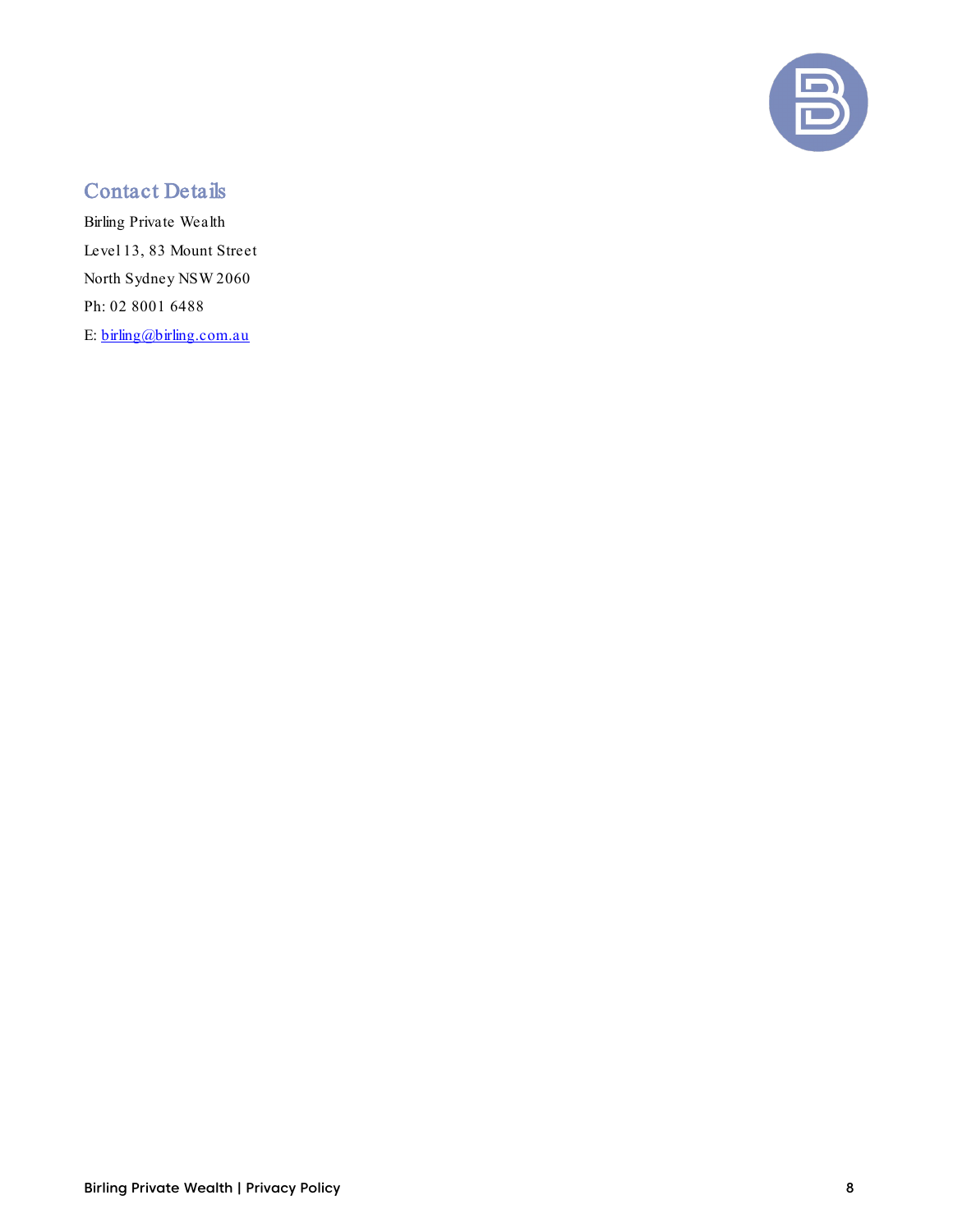## Contact Details

Birling Private Wealth

Level 13, 83 Mount Street

North Sydney NSW 2060

Ph: 02 8001 6488

E: [birling@birling.com.au](mailto:birling@birling.com.au)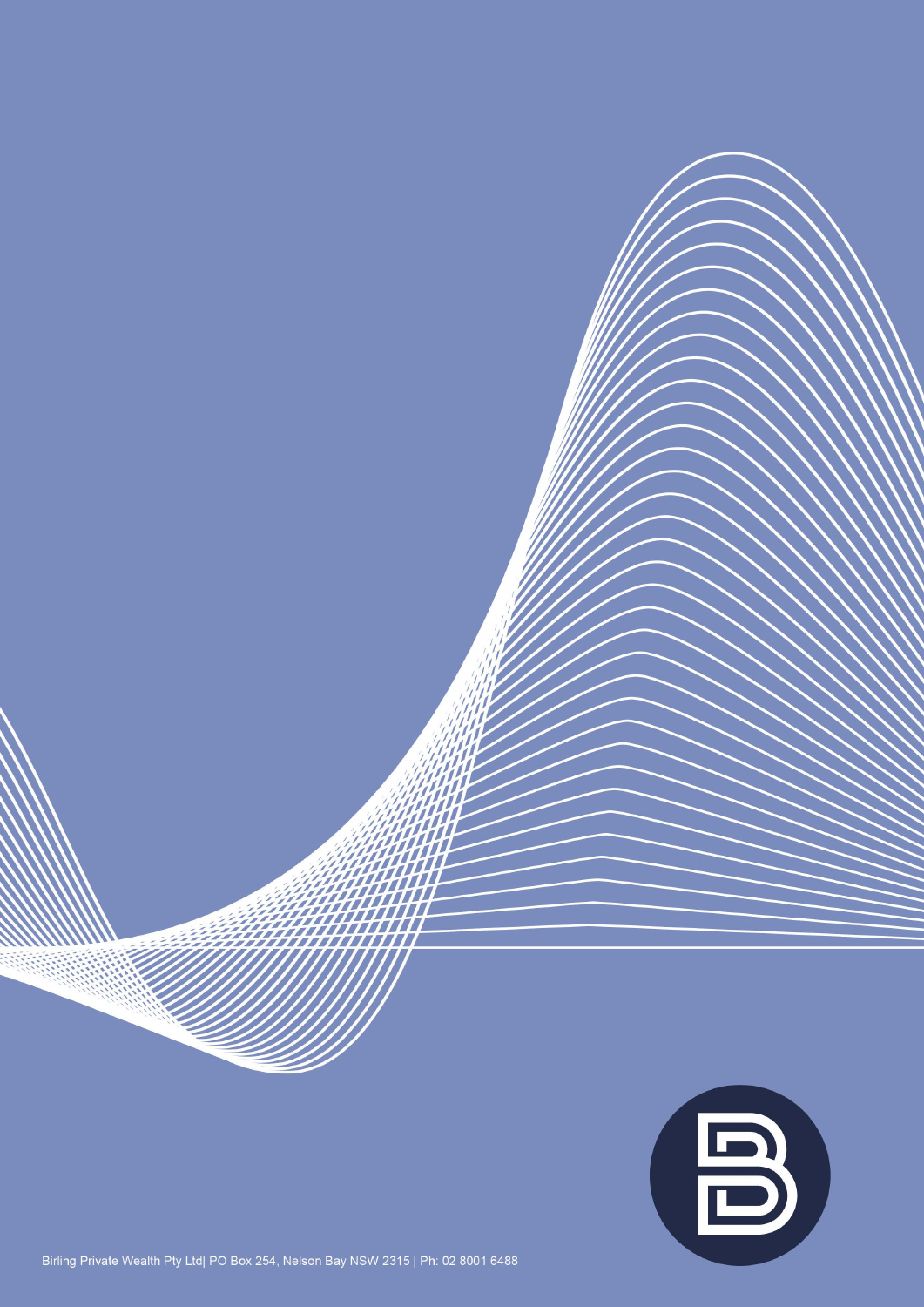Birling Private Wealth Pty Ltd| PO Box 254, Nelson Bay NSW 2315 | Ph: 02 8001 6488